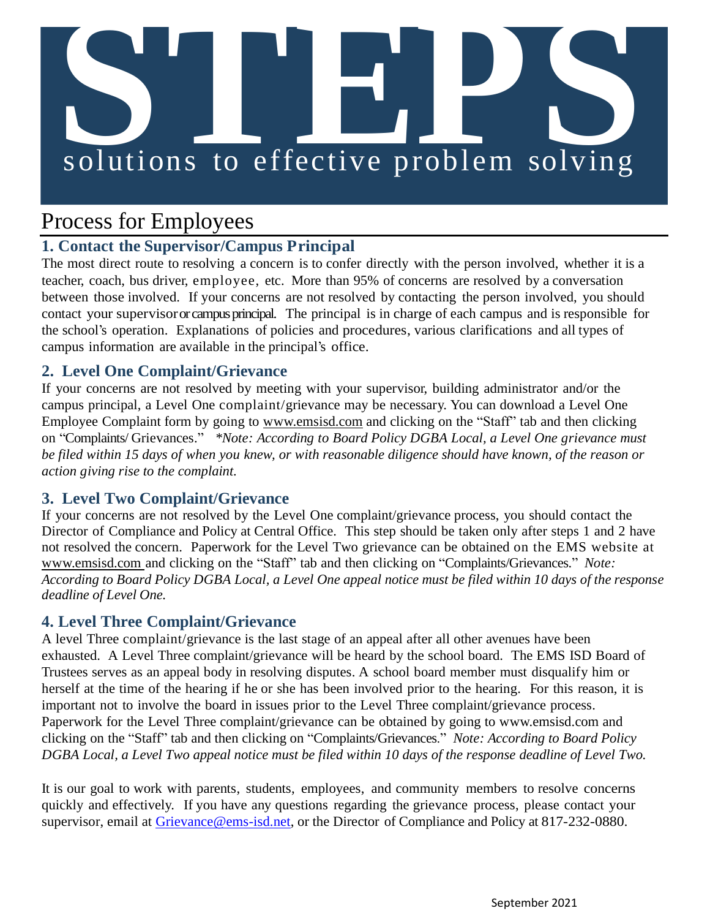# STEPS

solutions to effective problem solving

## Process for Employees

### 1. Contact the Supervisor/Campus Principal

The most direct route to resolving a concern is to confer directly with the person involved, whether it is a teacher, coach, bus driver, employee, etc. More than 95% of concerns are resolved by a conversation between those involved. If your concerns are not resolved by contacting the person involved, you should contact your supervisor or campus principal. The principal is in charge of each campus and is responsible for the school's operation. Explanations of policies and procedures, various clarifications and all types of campus information are available in the principal's office.

### 2. Level One Complaint/Grievance

If your concerns are not resolved by meeting with your supervisor, building administrator and/or the campus principal, a Level One complaint/grievance may be necessary. You can download a Level One Employee Complaint form by going to www.emsisd.com and clicking on the "Staff" tab and then clicking on "Complaints/ Grievances." *\*Note: According to Board Policy DGBA Local, a Level One grievance must be filed within 15 days of when you knew, or with reasonable diligence should have known, of the reason or action giving rise to the complaint.*

### 3. Level Two Complaint/Grievance

If your concerns are not resolved by the Level One complaint/grievance process, you should contact the Director of Compliance and Policy at Central Office. This step should be taken only after steps 1 and 2 have not resolved the concern. Paperwork for the Level Two grievance can be obtained on the EMS website at www.emsisd.com and clicking on the "Staff" tab and then clicking on "Complaints/Grievances." *Note: According to Board Policy DGBA Local, a Level One appeal notice must be filed within 10 days of the response deadline of Level One.*

### 4. Level Three Complaint/Grievance

A level Three complaint/grievance is the last stage of an appeal after all other avenues have been exhausted. A Level Three complaint/grievance will be heard by the school board. The EMS ISD Board of Trustees serves as an appeal body in resolving disputes. A school board member must disqualify him or herself at the time of the hearing if he or she has been involved prior to the hearing. For this reason, it is important not to involve the board in issues prior to the Level Three complaint/grievance process. Paperwork for the Level Three complaint/grievance can be obtained by going to www.emsisd.com and clicking on the "Staff" tab and then clicking on "Complaints/Grievances." *Note: According to Board Policy DGBA Local, a Level Two appeal notice must be filed within 10 days of the response deadline of Level Two.*

It is our goal to work with parents, students, employees, and community members to resolve concerns quickly and effectively. If you have any questions regarding the grievance process, please contact your supervisor, email at Grievance@ems-isd.net, or the Director of Compliance and Policy at 817-232-0880.

September 2021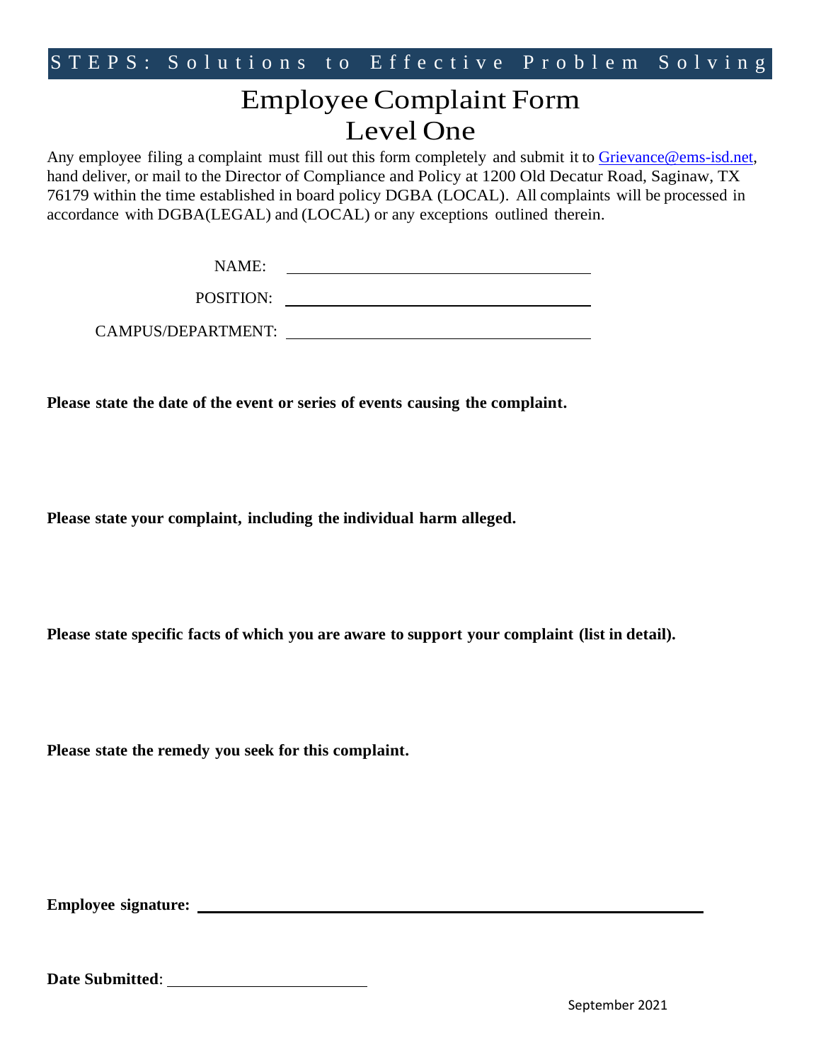STEPS: Solutions to Effective Problem Solving

# Employee Complaint Form
# Level One

Any employee filing a complaint must fill out this form completely and submit it to Grievance@ems-isd.net, hand deliver, or mail to the Director of Compliance and Policy at 1200 Old Decatur Road, Saginaw, TX 76179 within the time established in board policy DGBA (LOCAL). All complaints will be processed in accordance with DGBA(LEGAL) and (LOCAL) or any exceptions outlined therein.

NAME: ______________________________

POSITION: ______________________________

CAMPUS/DEPARTMENT: ______________________________

**Please state the date of the event or series of events causing the complaint.**

**Please state your complaint, including the individual harm alleged.**

**Please state specific facts of which you are aware to support your complaint (list in detail).**

**Please state the remedy you seek for this complaint.**

**Employee signature:** ______________________________

**Date Submitted**: ____________________

September 2021